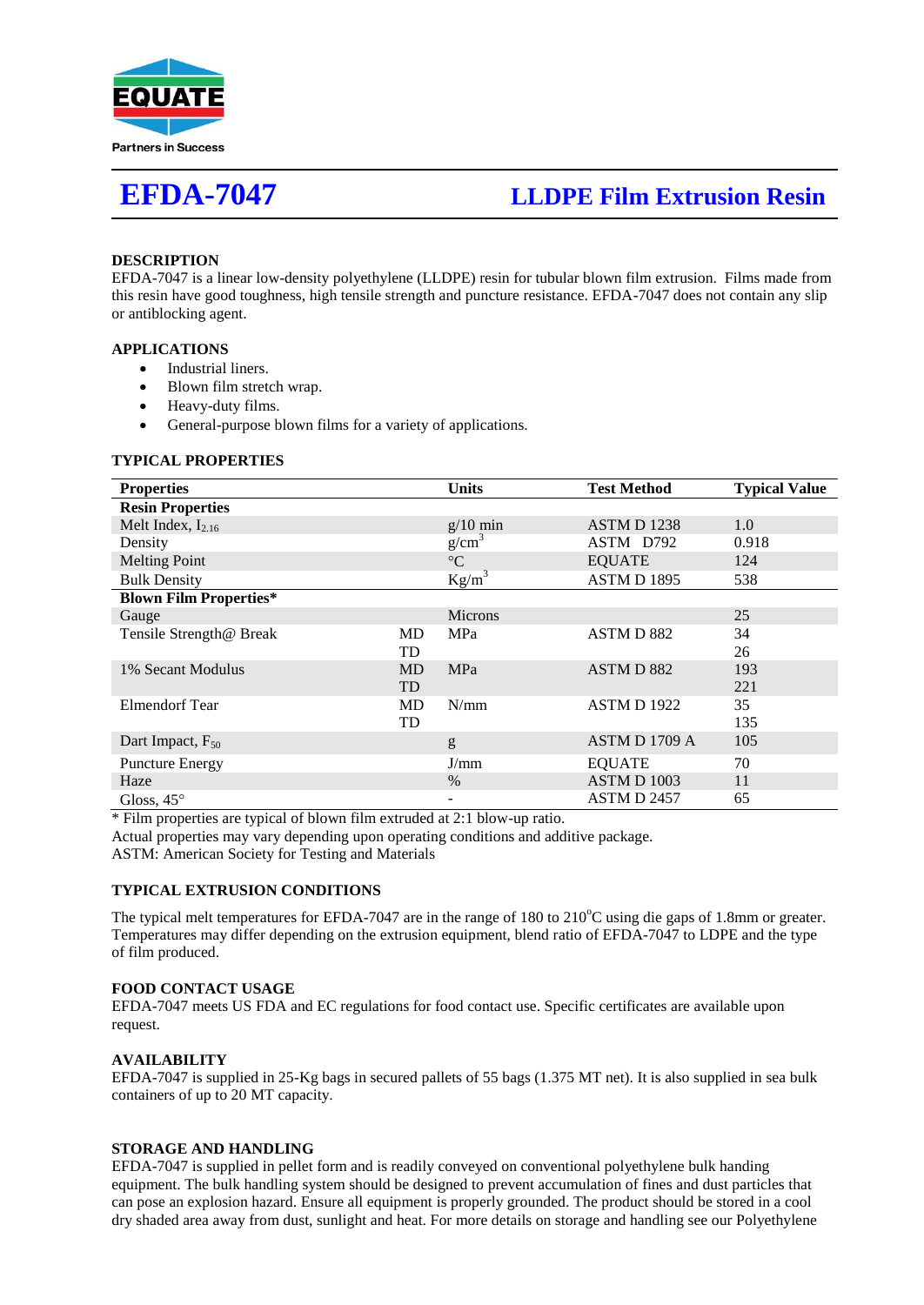EQUATE

Partners in Success

# EFDA-7047 — LLDPE Film Extrusion Resin

## DESCRIPTION

EFDA-7047 is a linear low-density polyethylene (LLDPE) resin for tubular blown film extrusion. Films made from this resin have good toughness, high tensile strength and puncture resistance. EFDA-7047 does not contain any slip or antiblocking agent.

## APPLICATIONS

- Industrial liners.
- Blown film stretch wrap.
- Heavy-duty films.
- General-purpose blown films for a variety of applications.

## TYPICAL PROPERTIES

| Properties | | Units | Test Method | Typical Value |
|---|---|---|---|---|
| **Resin Properties** | | | | |
| Melt Index, $I_{2.16}$ | | g/10 min | ASTM D 1238 | 1.0 |
| Density | | $g/cm^3$ | ASTM D792 | 0.918 |
| Melting Point | | °C | EQUATE | 124 |
| Bulk Density | | $Kg/m^3$ | ASTM D 1895 | 538 |
| **Blown Film Properties*** | | | | |
| Gauge | | Microns | | 25 |
| Tensile Strength@ Break | MD | MPa | ASTM D 882 | 34 |
| | TD | | | 26 |
| 1% Secant Modulus | MD | MPa | ASTM D 882 | 193 |
| | TD | | | 221 |
| Elmendorf Tear | MD | N/mm | ASTM D 1922 | 35 |
| | TD | | | 135 |
| Dart Impact, $F_{50}$ | | g | ASTM D 1709 A | 105 |
| Puncture Energy | | J/mm | EQUATE | 70 |
| Haze | | % | ASTM D 1003 | 11 |
| Gloss, 45° | | - | ASTM D 2457 | 65 |

* Film properties are typical of blown film extruded at 2:1 blow-up ratio.
Actual properties may vary depending upon operating conditions and additive package.
ASTM: American Society for Testing and Materials

## TYPICAL EXTRUSION CONDITIONS

The typical melt temperatures for EFDA-7047 are in the range of 180 to 210°C using die gaps of 1.8mm or greater. Temperatures may differ depending on the extrusion equipment, blend ratio of EFDA-7047 to LDPE and the type of film produced.

## FOOD CONTACT USAGE

EFDA-7047 meets US FDA and EC regulations for food contact use. Specific certificates are available upon request.

## AVAILABILITY

EFDA-7047 is supplied in 25-Kg bags in secured pallets of 55 bags (1.375 MT net). It is also supplied in sea bulk containers of up to 20 MT capacity.

## STORAGE AND HANDLING

EFDA-7047 is supplied in pellet form and is readily conveyed on conventional polyethylene bulk handing equipment. The bulk handling system should be designed to prevent accumulation of fines and dust particles that can pose an explosion hazard. Ensure all equipment is properly grounded. The product should be stored in a cool dry shaded area away from dust, sunlight and heat. For more details on storage and handling see our Polyethylene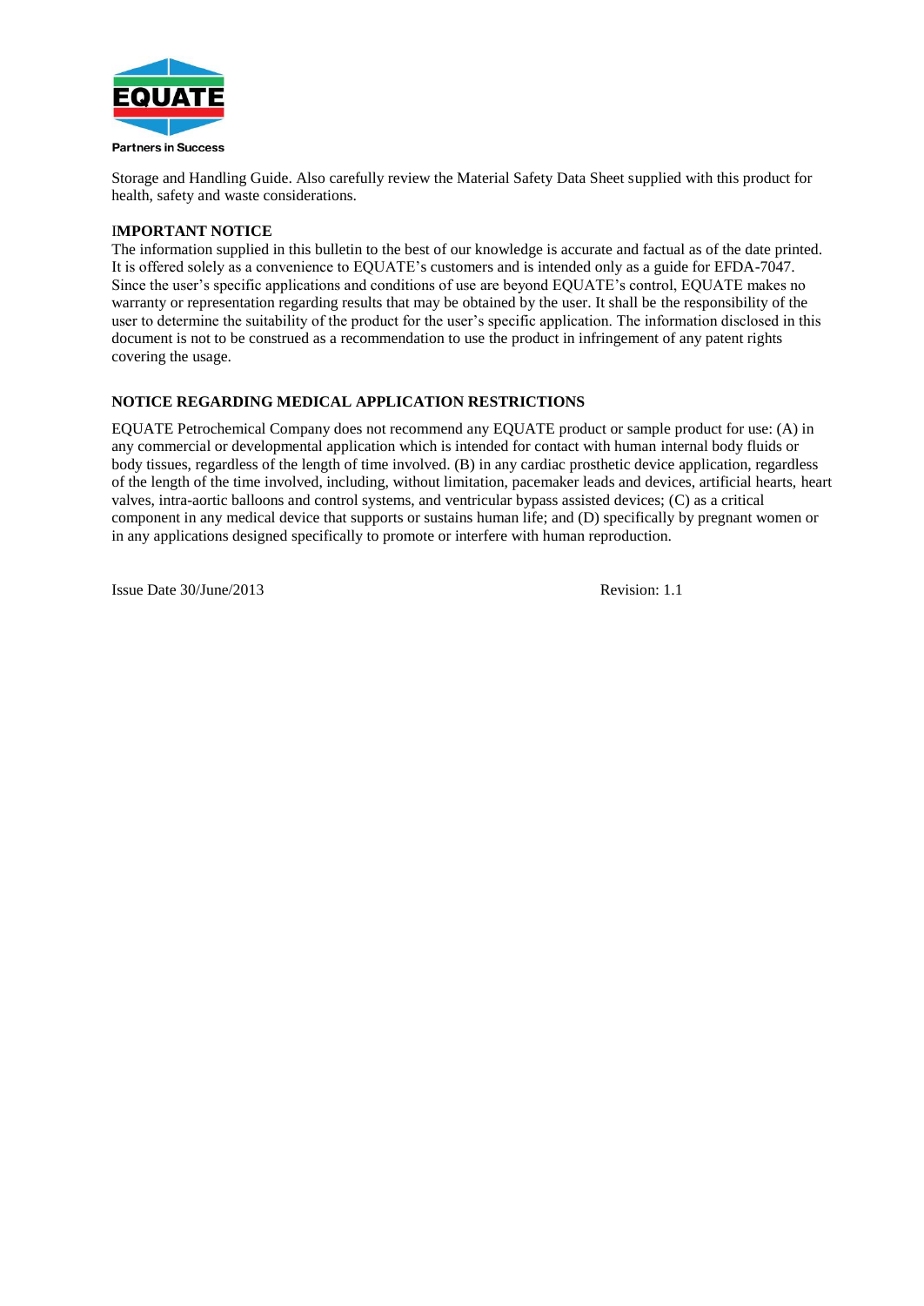Storage and Handling Guide. Also carefully review the Material Safety Data Sheet supplied with this product for health, safety and waste considerations.

**IMPORTANT NOTICE**

The information supplied in this bulletin to the best of our knowledge is accurate and factual as of the date printed. It is offered solely as a convenience to EQUATE's customers and is intended only as a guide for EFDA-7047. Since the user's specific applications and conditions of use are beyond EQUATE's control, EQUATE makes no warranty or representation regarding results that may be obtained by the user. It shall be the responsibility of the user to determine the suitability of the product for the user's specific application. The information disclosed in this document is not to be construed as a recommendation to use the product in infringement of any patent rights covering the usage.

**NOTICE REGARDING MEDICAL APPLICATION RESTRICTIONS**

EQUATE Petrochemical Company does not recommend any EQUATE product or sample product for use: (A) in any commercial or developmental application which is intended for contact with human internal body fluids or body tissues, regardless of the length of time involved. (B) in any cardiac prosthetic device application, regardless of the length of the time involved, including, without limitation, pacemaker leads and devices, artificial hearts, heart valves, intra-aortic balloons and control systems, and ventricular bypass assisted devices; (C) as a critical component in any medical device that supports or sustains human life; and (D) specifically by pregnant women or in any applications designed specifically to promote or interfere with human reproduction.

Issue Date 30/June/2013 Revision: 1.1